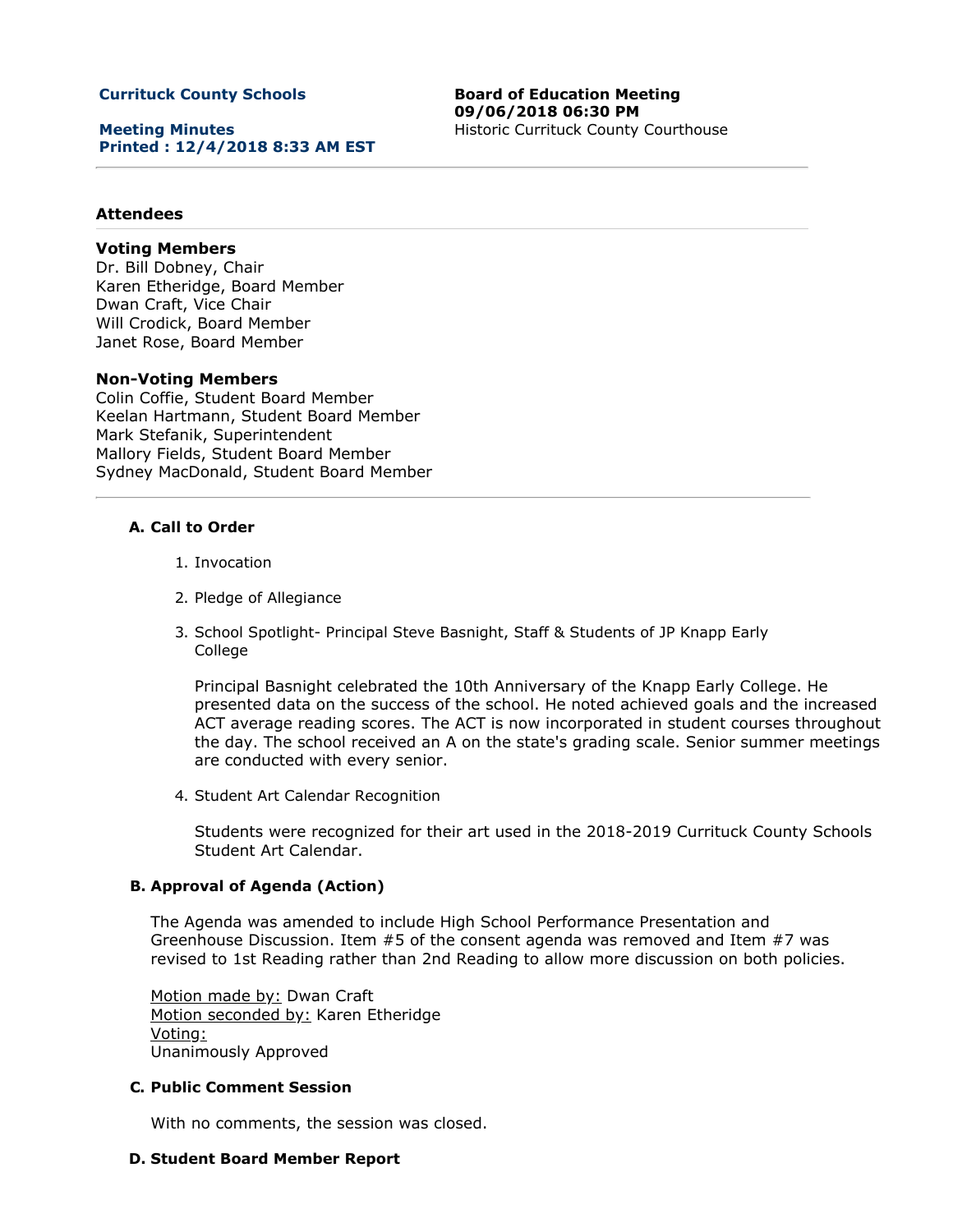**Currituck County Schools**

**Meeting Minutes**
**Printed : 12/4/2018 8:33 AM EST**

**Board of Education Meeting**
**09/06/2018 06:30 PM**
Historic Currituck County Courthouse

---

### Attendees

**Voting Members**
Dr. Bill Dobney, Chair
Karen Etheridge, Board Member
Dwan Craft, Vice Chair
Will Crodick, Board Member
Janet Rose, Board Member

**Non-Voting Members**
Colin Coffie, Student Board Member
Keelan Hartmann, Student Board Member
Mark Stefanik, Superintendent
Mallory Fields, Student Board Member
Sydney MacDonald, Student Board Member

---

**A. Call to Order**

1. Invocation

2. Pledge of Allegiance

3. School Spotlight- Principal Steve Basnight, Staff & Students of JP Knapp Early College

   Principal Basnight celebrated the 10th Anniversary of the Knapp Early College. He presented data on the success of the school. He noted achieved goals and the increased ACT average reading scores. The ACT is now incorporated in student courses throughout the day. The school received an A on the state's grading scale. Senior summer meetings are conducted with every senior.

4. Student Art Calendar Recognition

   Students were recognized for their art used in the 2018-2019 Currituck County Schools Student Art Calendar.

**B. Approval of Agenda (Action)**

The Agenda was amended to include High School Performance Presentation and Greenhouse Discussion. Item #5 of the consent agenda was removed and Item #7 was revised to 1st Reading rather than 2nd Reading to allow more discussion on both policies.

Motion made by: Dwan Craft
Motion seconded by: Karen Etheridge
Voting:
Unanimously Approved

**C. Public Comment Session**

With no comments, the session was closed.

**D. Student Board Member Report**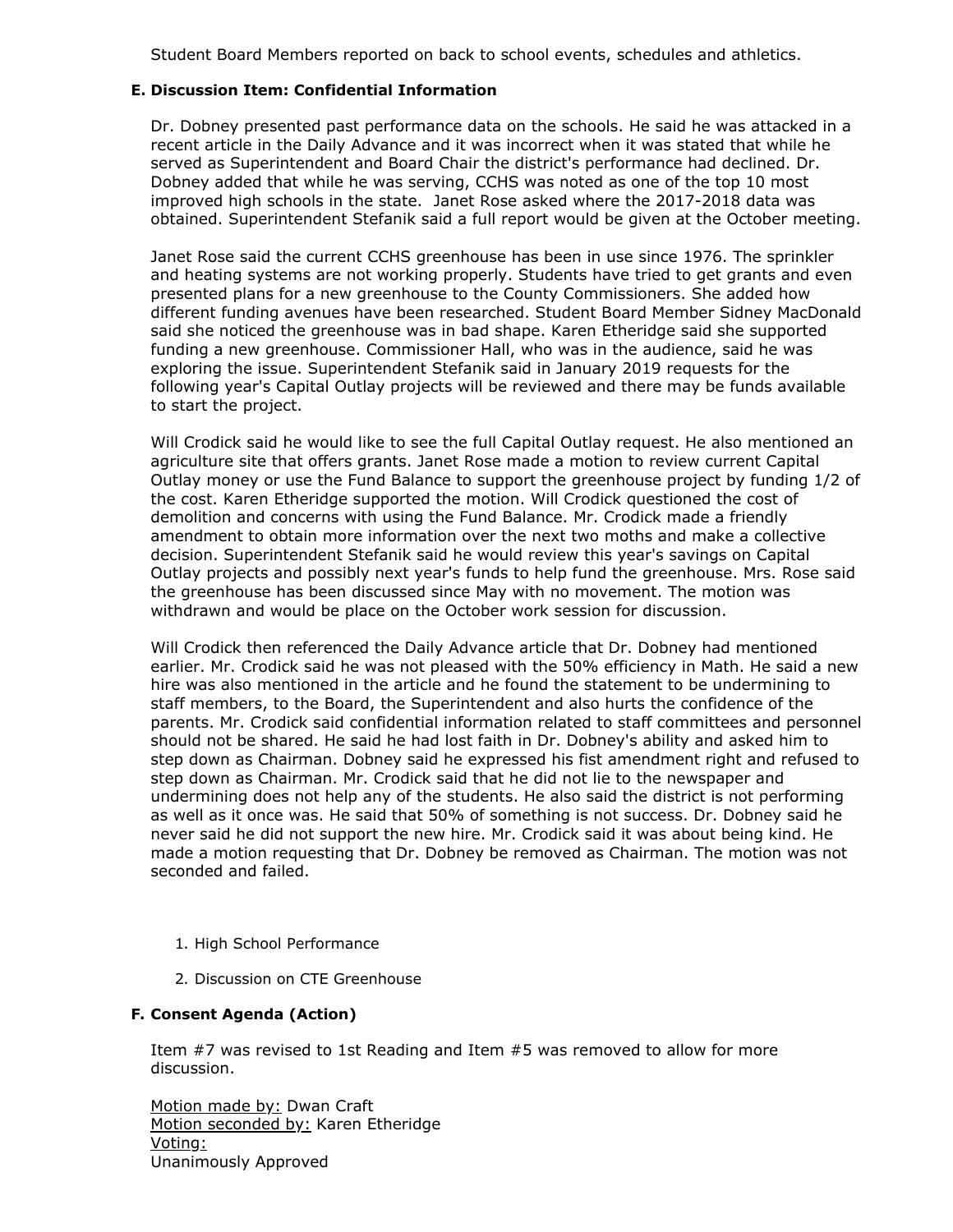Student Board Members reported on back to school events, schedules and athletics.

**E. Discussion Item: Confidential Information**

Dr. Dobney presented past performance data on the schools. He said he was attacked in a recent article in the Daily Advance and it was incorrect when it was stated that while he served as Superintendent and Board Chair the district's performance had declined. Dr. Dobney added that while he was serving, CCHS was noted as one of the top 10 most improved high schools in the state. Janet Rose asked where the 2017-2018 data was obtained. Superintendent Stefanik said a full report would be given at the October meeting.

Janet Rose said the current CCHS greenhouse has been in use since 1976. The sprinkler and heating systems are not working properly. Students have tried to get grants and even presented plans for a new greenhouse to the County Commissioners. She added how different funding avenues have been researched. Student Board Member Sidney MacDonald said she noticed the greenhouse was in bad shape. Karen Etheridge said she supported funding a new greenhouse. Commissioner Hall, who was in the audience, said he was exploring the issue. Superintendent Stefanik said in January 2019 requests for the following year's Capital Outlay projects will be reviewed and there may be funds available to start the project.

Will Crodick said he would like to see the full Capital Outlay request. He also mentioned an agriculture site that offers grants. Janet Rose made a motion to review current Capital Outlay money or use the Fund Balance to support the greenhouse project by funding 1/2 of the cost. Karen Etheridge supported the motion. Will Crodick questioned the cost of demolition and concerns with using the Fund Balance. Mr. Crodick made a friendly amendment to obtain more information over the next two moths and make a collective decision. Superintendent Stefanik said he would review this year's savings on Capital Outlay projects and possibly next year's funds to help fund the greenhouse. Mrs. Rose said the greenhouse has been discussed since May with no movement. The motion was withdrawn and would be place on the October work session for discussion.

Will Crodick then referenced the Daily Advance article that Dr. Dobney had mentioned earlier. Mr. Crodick said he was not pleased with the 50% efficiency in Math. He said a new hire was also mentioned in the article and he found the statement to be undermining to staff members, to the Board, the Superintendent and also hurts the confidence of the parents. Mr. Crodick said confidential information related to staff committees and personnel should not be shared. He said he had lost faith in Dr. Dobney's ability and asked him to step down as Chairman. Dobney said he expressed his fist amendment right and refused to step down as Chairman. Mr. Crodick said that he did not lie to the newspaper and undermining does not help any of the students. He also said the district is not performing as well as it once was. He said that 50% of something is not success. Dr. Dobney said he never said he did not support the new hire. Mr. Crodick said it was about being kind. He made a motion requesting that Dr. Dobney be removed as Chairman. The motion was not seconded and failed.

1. High School Performance
2. Discussion on CTE Greenhouse

**F. Consent Agenda (Action)**

Item #7 was revised to 1st Reading and Item #5 was removed to allow for more discussion.

Motion made by: Dwan Craft
Motion seconded by: Karen Etheridge
Voting:
Unanimously Approved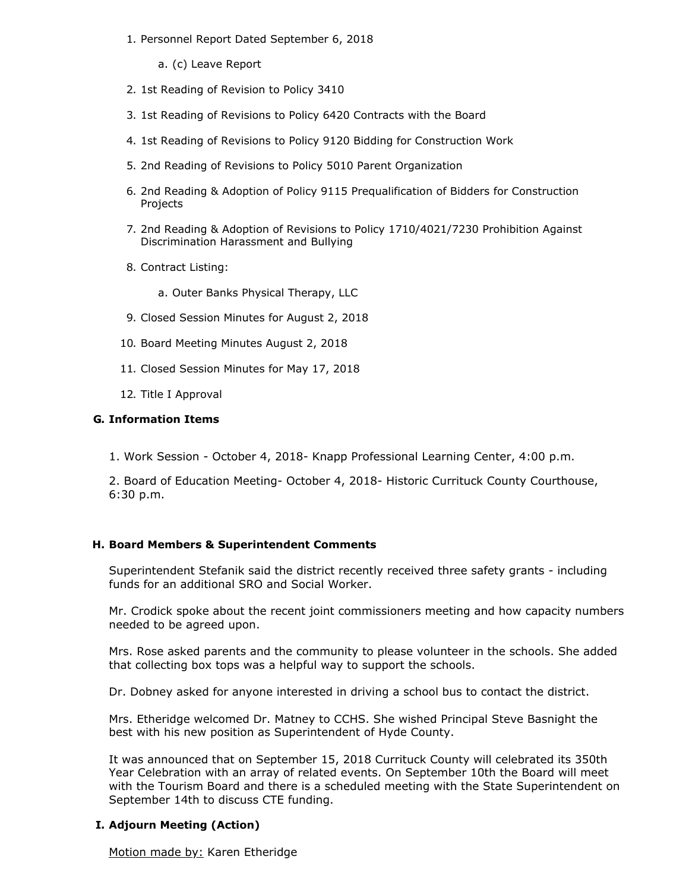1. Personnel Report Dated September 6, 2018
    a. (c) Leave Report
2. 1st Reading of Revision to Policy 3410
3. 1st Reading of Revisions to Policy 6420 Contracts with the Board
4. 1st Reading of Revisions to Policy 9120 Bidding for Construction Work
5. 2nd Reading of Revisions to Policy 5010 Parent Organization
6. 2nd Reading & Adoption of Policy 9115 Prequalification of Bidders for Construction Projects
7. 2nd Reading & Adoption of Revisions to Policy 1710/4021/7230 Prohibition Against Discrimination Harassment and Bullying
8. Contract Listing:
    a. Outer Banks Physical Therapy, LLC
9. Closed Session Minutes for August 2, 2018
10. Board Meeting Minutes August 2, 2018
11. Closed Session Minutes for May 17, 2018
12. Title I Approval

### G. Information Items

1. Work Session - October 4, 2018- Knapp Professional Learning Center, 4:00 p.m.

2. Board of Education Meeting- October 4, 2018- Historic Currituck County Courthouse, 6:30 p.m.

### H. Board Members & Superintendent Comments

Superintendent Stefanik said the district recently received three safety grants - including funds for an additional SRO and Social Worker.

Mr. Crodick spoke about the recent joint commissioners meeting and how capacity numbers needed to be agreed upon.

Mrs. Rose asked parents and the community to please volunteer in the schools. She added that collecting box tops was a helpful way to support the schools.

Dr. Dobney asked for anyone interested in driving a school bus to contact the district.

Mrs. Etheridge welcomed Dr. Matney to CCHS. She wished Principal Steve Basnight the best with his new position as Superintendent of Hyde County.

It was announced that on September 15, 2018 Currituck County will celebrated its 350th Year Celebration with an array of related events. On September 10th the Board will meet with the Tourism Board and there is a scheduled meeting with the State Superintendent on September 14th to discuss CTE funding.

### I. Adjourn Meeting (Action)

Motion made by: Karen Etheridge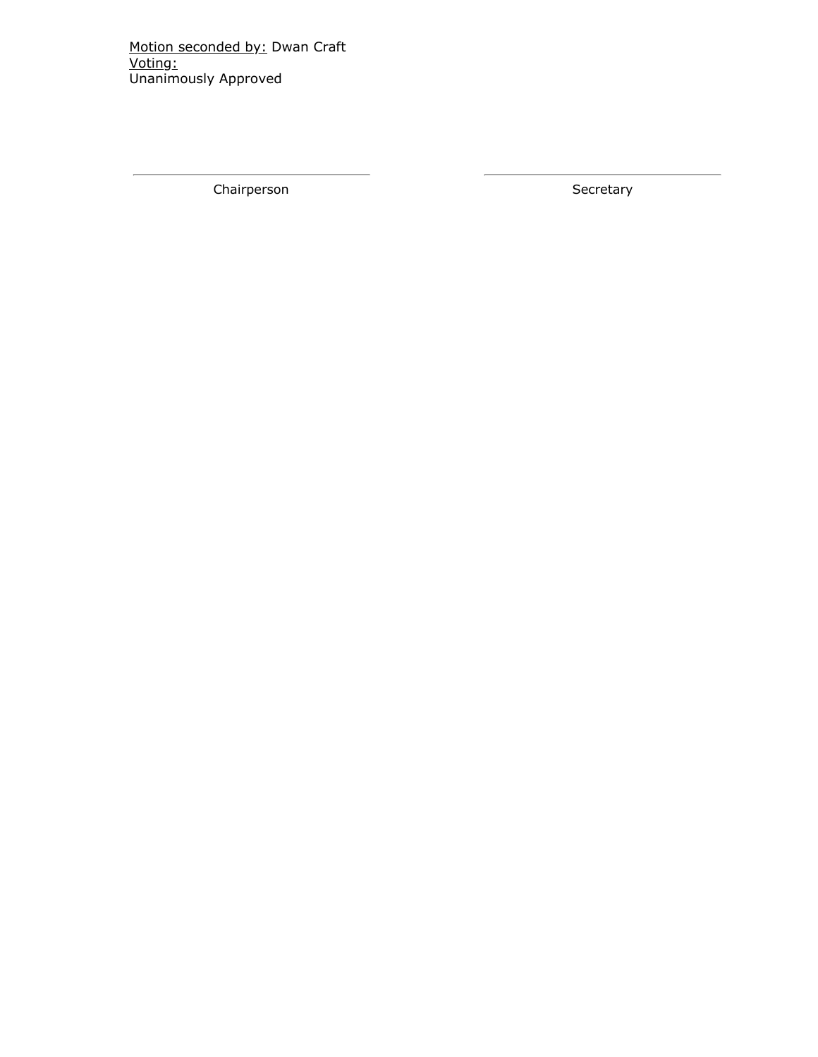<u>Motion seconded by:</u> Dwan Craft
<u>Voting:</u>
Unanimously Approved

| | |
|---|---|
| \_\_\_\_\_\_\_\_\_\_\_\_\_\_\_\_\_\_\_\_\_\_\_\_ | \_\_\_\_\_\_\_\_\_\_\_\_\_\_\_\_\_\_\_\_\_\_\_\_ |
| Chairperson | Secretary |